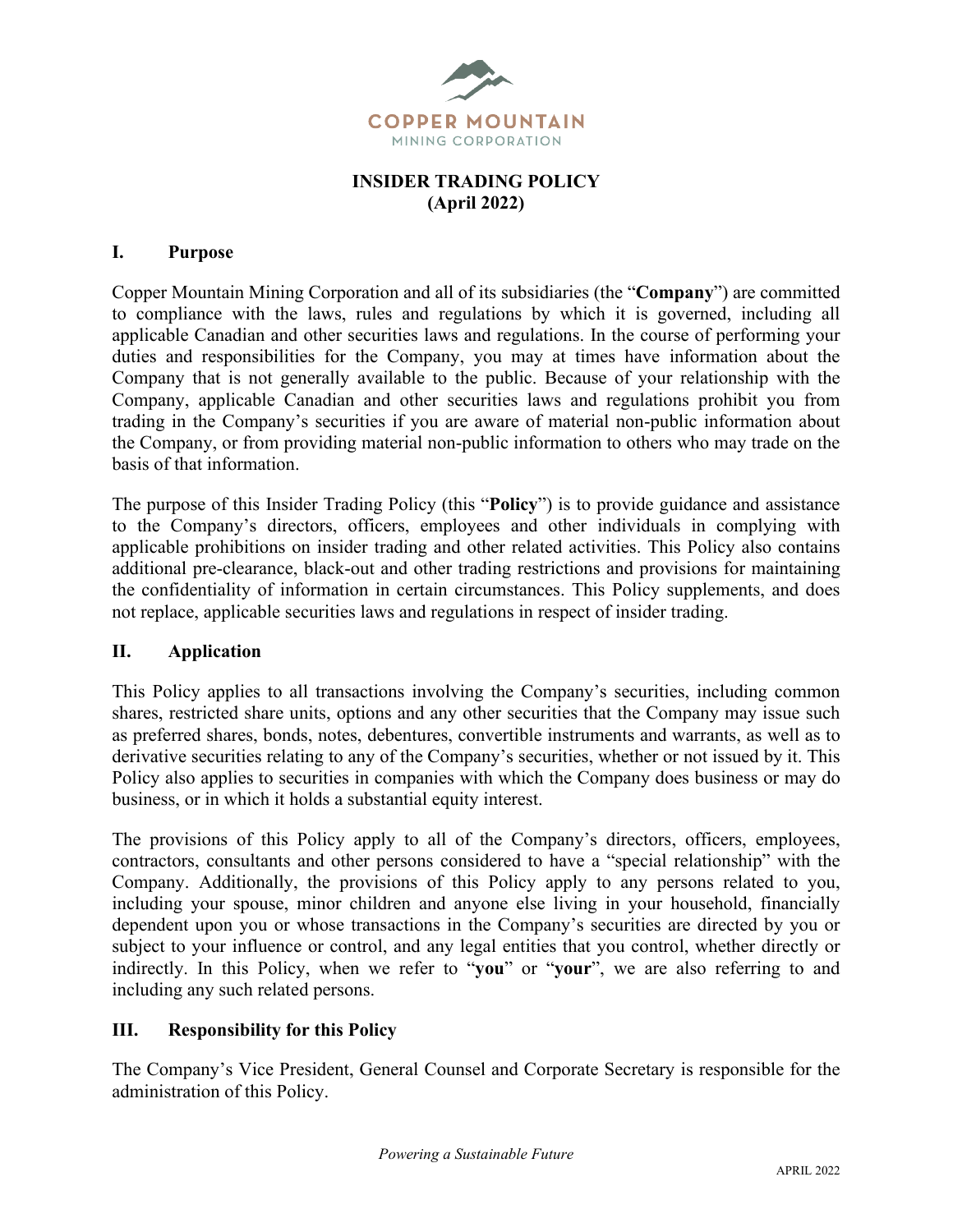COPPER MOUNTAIN
MINING CORPORATION

# INSIDER TRADING POLICY
# (April 2022)

## I. Purpose

Copper Mountain Mining Corporation and all of its subsidiaries (the "**Company**") are committed to compliance with the laws, rules and regulations by which it is governed, including all applicable Canadian and other securities laws and regulations. In the course of performing your duties and responsibilities for the Company, you may at times have information about the Company that is not generally available to the public. Because of your relationship with the Company, applicable Canadian and other securities laws and regulations prohibit you from trading in the Company's securities if you are aware of material non-public information about the Company, or from providing material non-public information to others who may trade on the basis of that information.

The purpose of this Insider Trading Policy (this "**Policy**") is to provide guidance and assistance to the Company's directors, officers, employees and other individuals in complying with applicable prohibitions on insider trading and other related activities. This Policy also contains additional pre-clearance, black-out and other trading restrictions and provisions for maintaining the confidentiality of information in certain circumstances. This Policy supplements, and does not replace, applicable securities laws and regulations in respect of insider trading.

## II. Application

This Policy applies to all transactions involving the Company's securities, including common shares, restricted share units, options and any other securities that the Company may issue such as preferred shares, bonds, notes, debentures, convertible instruments and warrants, as well as to derivative securities relating to any of the Company's securities, whether or not issued by it. This Policy also applies to securities in companies with which the Company does business or may do business, or in which it holds a substantial equity interest.

The provisions of this Policy apply to all of the Company's directors, officers, employees, contractors, consultants and other persons considered to have a "special relationship" with the Company. Additionally, the provisions of this Policy apply to any persons related to you, including your spouse, minor children and anyone else living in your household, financially dependent upon you or whose transactions in the Company's securities are directed by you or subject to your influence or control, and any legal entities that you control, whether directly or indirectly. In this Policy, when we refer to "**you**" or "**your**", we are also referring to and including any such related persons.

## III. Responsibility for this Policy

The Company's Vice President, General Counsel and Corporate Secretary is responsible for the administration of this Policy.

*Powering a Sustainable Future*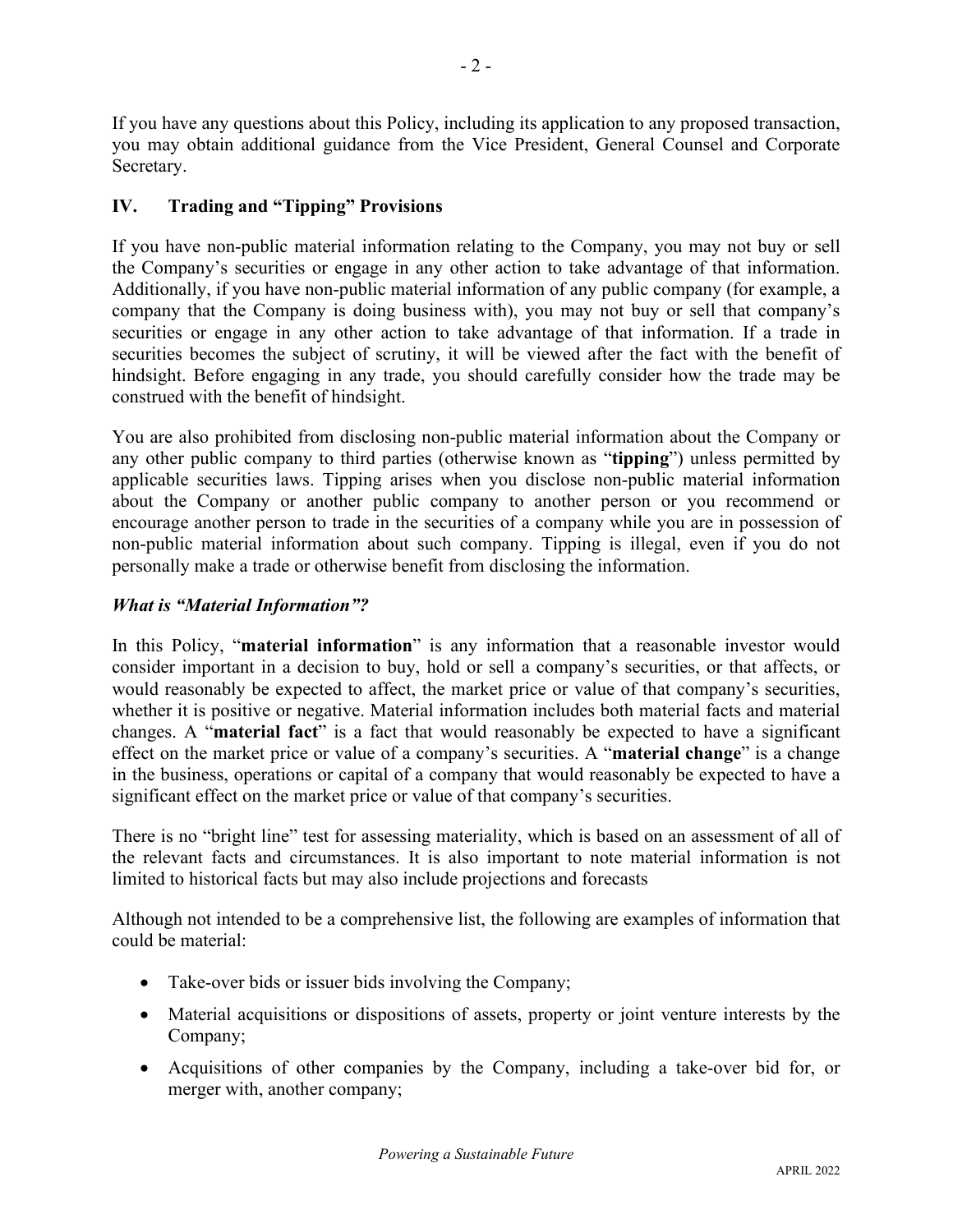If you have any questions about this Policy, including its application to any proposed transaction, you may obtain additional guidance from the Vice President, General Counsel and Corporate Secretary.

## IV. Trading and "Tipping" Provisions

If you have non-public material information relating to the Company, you may not buy or sell the Company's securities or engage in any other action to take advantage of that information. Additionally, if you have non-public material information of any public company (for example, a company that the Company is doing business with), you may not buy or sell that company's securities or engage in any other action to take advantage of that information. If a trade in securities becomes the subject of scrutiny, it will be viewed after the fact with the benefit of hindsight. Before engaging in any trade, you should carefully consider how the trade may be construed with the benefit of hindsight.

You are also prohibited from disclosing non-public material information about the Company or any other public company to third parties (otherwise known as "**tipping**") unless permitted by applicable securities laws. Tipping arises when you disclose non-public material information about the Company or another public company to another person or you recommend or encourage another person to trade in the securities of a company while you are in possession of non-public material information about such company. Tipping is illegal, even if you do not personally make a trade or otherwise benefit from disclosing the information.

### *What is "Material Information"?*

In this Policy, "**material information**" is any information that a reasonable investor would consider important in a decision to buy, hold or sell a company's securities, or that affects, or would reasonably be expected to affect, the market price or value of that company's securities, whether it is positive or negative. Material information includes both material facts and material changes. A "**material fact**" is a fact that would reasonably be expected to have a significant effect on the market price or value of a company's securities. A "**material change**" is a change in the business, operations or capital of a company that would reasonably be expected to have a significant effect on the market price or value of that company's securities.

There is no "bright line" test for assessing materiality, which is based on an assessment of all of the relevant facts and circumstances. It is also important to note material information is not limited to historical facts but may also include projections and forecasts

Although not intended to be a comprehensive list, the following are examples of information that could be material:

- Take-over bids or issuer bids involving the Company;
- Material acquisitions or dispositions of assets, property or joint venture interests by the Company;
- Acquisitions of other companies by the Company, including a take-over bid for, or merger with, another company;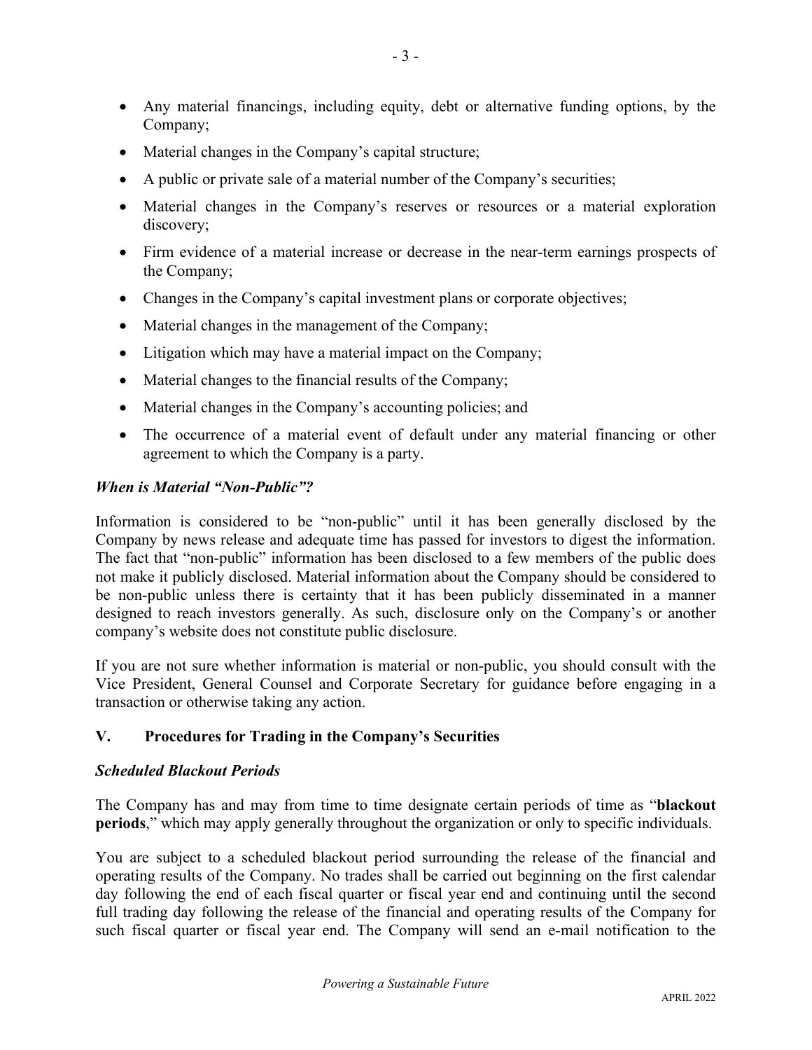- Any material financings, including equity, debt or alternative funding options, by the Company;
- Material changes in the Company's capital structure;
- A public or private sale of a material number of the Company's securities;
- Material changes in the Company's reserves or resources or a material exploration discovery;
- Firm evidence of a material increase or decrease in the near-term earnings prospects of the Company;
- Changes in the Company's capital investment plans or corporate objectives;
- Material changes in the management of the Company;
- Litigation which may have a material impact on the Company;
- Material changes to the financial results of the Company;
- Material changes in the Company's accounting policies; and
- The occurrence of a material event of default under any material financing or other agreement to which the Company is a party.

### *When is Material "Non-Public"?*

Information is considered to be "non-public" until it has been generally disclosed by the Company by news release and adequate time has passed for investors to digest the information. The fact that "non-public" information has been disclosed to a few members of the public does not make it publicly disclosed. Material information about the Company should be considered to be non-public unless there is certainty that it has been publicly disseminated in a manner designed to reach investors generally. As such, disclosure only on the Company's or another company's website does not constitute public disclosure.

If you are not sure whether information is material or non-public, you should consult with the Vice President, General Counsel and Corporate Secretary for guidance before engaging in a transaction or otherwise taking any action.

## V. Procedures for Trading in the Company's Securities

### *Scheduled Blackout Periods*

The Company has and may from time to time designate certain periods of time as "**blackout periods**," which may apply generally throughout the organization or only to specific individuals.

You are subject to a scheduled blackout period surrounding the release of the financial and operating results of the Company. No trades shall be carried out beginning on the first calendar day following the end of each fiscal quarter or fiscal year end and continuing until the second full trading day following the release of the financial and operating results of the Company for such fiscal quarter or fiscal year end. The Company will send an e-mail notification to the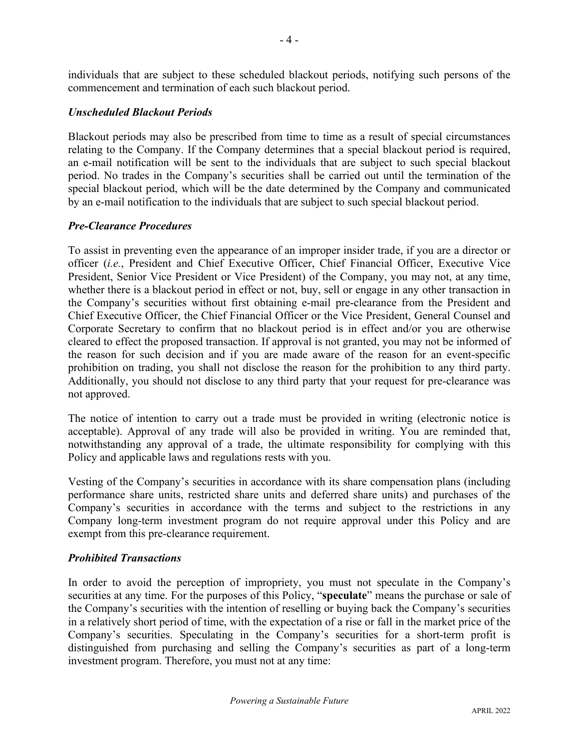individuals that are subject to these scheduled blackout periods, notifying such persons of the commencement and termination of each such blackout period.

### *Unscheduled Blackout Periods*

Blackout periods may also be prescribed from time to time as a result of special circumstances relating to the Company. If the Company determines that a special blackout period is required, an e-mail notification will be sent to the individuals that are subject to such special blackout period. No trades in the Company's securities shall be carried out until the termination of the special blackout period, which will be the date determined by the Company and communicated by an e-mail notification to the individuals that are subject to such special blackout period.

### *Pre-Clearance Procedures*

To assist in preventing even the appearance of an improper insider trade, if you are a director or officer (*i.e.*, President and Chief Executive Officer, Chief Financial Officer, Executive Vice President, Senior Vice President or Vice President) of the Company, you may not, at any time, whether there is a blackout period in effect or not, buy, sell or engage in any other transaction in the Company's securities without first obtaining e-mail pre-clearance from the President and Chief Executive Officer, the Chief Financial Officer or the Vice President, General Counsel and Corporate Secretary to confirm that no blackout period is in effect and/or you are otherwise cleared to effect the proposed transaction. If approval is not granted, you may not be informed of the reason for such decision and if you are made aware of the reason for an event-specific prohibition on trading, you shall not disclose the reason for the prohibition to any third party. Additionally, you should not disclose to any third party that your request for pre-clearance was not approved.

The notice of intention to carry out a trade must be provided in writing (electronic notice is acceptable). Approval of any trade will also be provided in writing. You are reminded that, notwithstanding any approval of a trade, the ultimate responsibility for complying with this Policy and applicable laws and regulations rests with you.

Vesting of the Company's securities in accordance with its share compensation plans (including performance share units, restricted share units and deferred share units) and purchases of the Company's securities in accordance with the terms and subject to the restrictions in any Company long-term investment program do not require approval under this Policy and are exempt from this pre-clearance requirement.

### *Prohibited Transactions*

In order to avoid the perception of impropriety, you must not speculate in the Company's securities at any time. For the purposes of this Policy, "**speculate**" means the purchase or sale of the Company's securities with the intention of reselling or buying back the Company's securities in a relatively short period of time, with the expectation of a rise or fall in the market price of the Company's securities. Speculating in the Company's securities for a short-term profit is distinguished from purchasing and selling the Company's securities as part of a long-term investment program. Therefore, you must not at any time: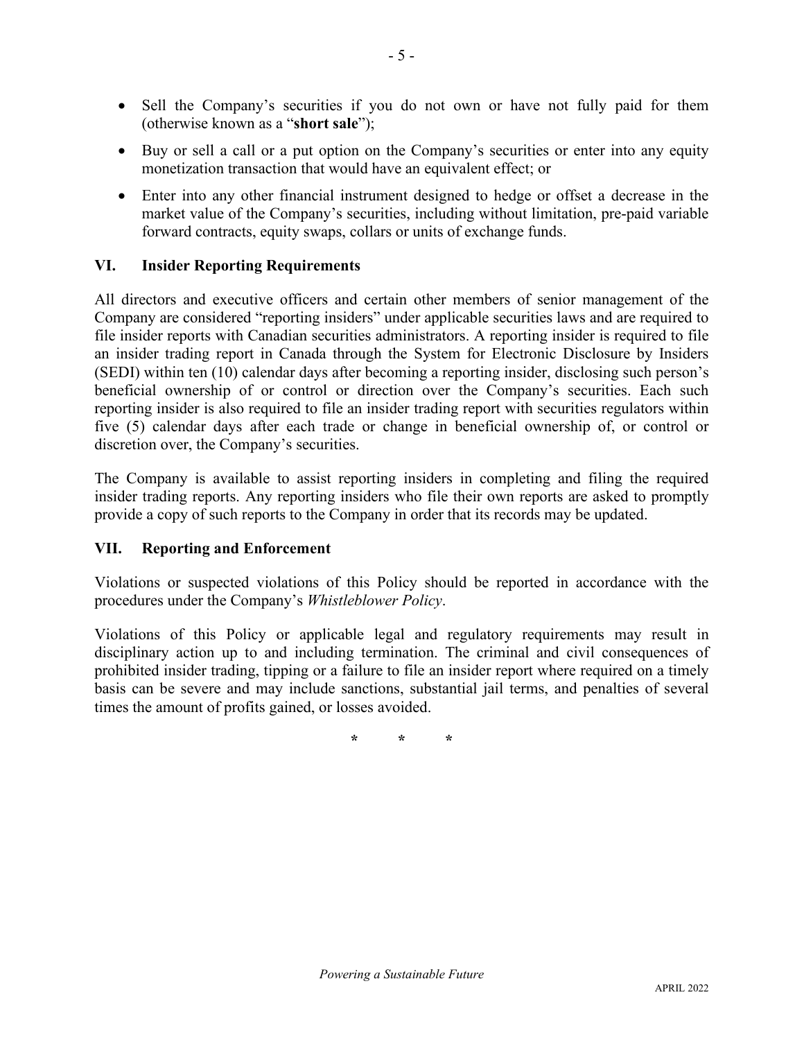- Sell the Company's securities if you do not own or have not fully paid for them (otherwise known as a "**short sale**");
- Buy or sell a call or a put option on the Company's securities or enter into any equity monetization transaction that would have an equivalent effect; or
- Enter into any other financial instrument designed to hedge or offset a decrease in the market value of the Company's securities, including without limitation, pre-paid variable forward contracts, equity swaps, collars or units of exchange funds.

## VI. Insider Reporting Requirements

All directors and executive officers and certain other members of senior management of the Company are considered "reporting insiders" under applicable securities laws and are required to file insider reports with Canadian securities administrators. A reporting insider is required to file an insider trading report in Canada through the System for Electronic Disclosure by Insiders (SEDI) within ten (10) calendar days after becoming a reporting insider, disclosing such person's beneficial ownership of or control or direction over the Company's securities. Each such reporting insider is also required to file an insider trading report with securities regulators within five (5) calendar days after each trade or change in beneficial ownership of, or control or discretion over, the Company's securities.

The Company is available to assist reporting insiders in completing and filing the required insider trading reports. Any reporting insiders who file their own reports are asked to promptly provide a copy of such reports to the Company in order that its records may be updated.

## VII. Reporting and Enforcement

Violations or suspected violations of this Policy should be reported in accordance with the procedures under the Company's *Whistleblower Policy*.

Violations of this Policy or applicable legal and regulatory requirements may result in disciplinary action up to and including termination. The criminal and civil consequences of prohibited insider trading, tipping or a failure to file an insider report where required on a timely basis can be severe and may include sanctions, substantial jail terms, and penalties of several times the amount of profits gained, or losses avoided.

\* \* \*